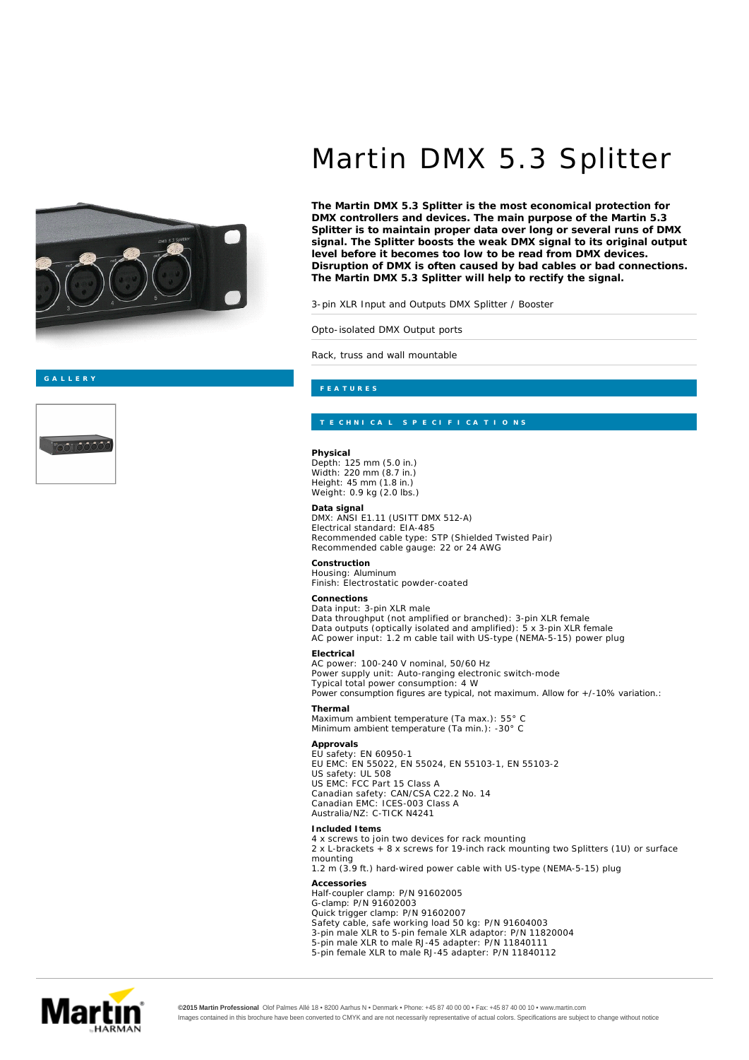# Martin DMX 5.3 Splitter

**The Martin DMX 5.3 Splitter is the most economical protection for DMX controllers and devices. The main purpose of the Martin 5.3 Splitter is to maintain proper data over long or several runs of DMX signal. The Splitter boosts the weak DMX signal to its original output level before it becomes too low to be read from DMX devices. Disruption of DMX is often caused by bad cables or bad connections. The Martin DMX 5.3 Splitter will help to rectify the signal.**

3-pin XLR Input and Outputs DMX Splitter / Booster

Opto-isolated DMX Output ports

Rack, truss and wall mountable

## GALLERY

## FEATURES

## TECHNICAL SPECIFICATIONS

**Physical**
Depth: 125 mm (5.0 in.)
Width: 220 mm (8.7 in.)
Height: 45 mm (1.8 in.)
Weight: 0.9 kg (2.0 lbs.)

**Data signal**
DMX: ANSI E1.11 (USITT DMX 512-A)
Electrical standard: EIA-485
Recommended cable type: STP (Shielded Twisted Pair)
Recommended cable gauge: 22 or 24 AWG

**Construction**
Housing: Aluminum
Finish: Electrostatic powder-coated

**Connections**
Data input: 3-pin XLR male
Data throughput (not amplified or branched): 3-pin XLR female
Data outputs (optically isolated and amplified): 5 x 3-pin XLR female
AC power input: 1.2 m cable tail with US-type (NEMA-5-15) power plug

**Electrical**
AC power: 100-240 V nominal, 50/60 Hz
Power supply unit: Auto-ranging electronic switch-mode
Typical total power consumption: 4 W
Power consumption figures are typical, not maximum. Allow for +/-10% variation.:

**Thermal**
Maximum ambient temperature (Ta max.): 55° C
Minimum ambient temperature (Ta min.): -30° C

**Approvals**
EU safety: EN 60950-1
EU EMC: EN 55022, EN 55024, EN 55103-1, EN 55103-2
US safety: UL 508
US EMC: FCC Part 15 Class A
Canadian safety: CAN/CSA C22.2 No. 14
Canadian EMC: ICES-003 Class A
Australia/NZ: C-TICK N4241

**Included Items**
4 x screws to join two devices for rack mounting
2 x L-brackets + 8 x screws for 19-inch rack mounting two Splitters (1U) or surface mounting
1.2 m (3.9 ft.) hard-wired power cable with US-type (NEMA-5-15) plug

**Accessories**
Half-coupler clamp: P/N 91602005
G-clamp: P/N 91602003
Quick trigger clamp: P/N 91602007
Safety cable, safe working load 50 kg: P/N 91604003
3-pin male XLR to 5-pin female XLR adaptor: P/N 11820004
5-pin male XLR to male RJ-45 adapter: P/N 11840111
5-pin female XLR to male RJ-45 adapter: P/N 11840112

**©2015 Martin Professional** Olof Palmes Allé 18 • 8200 Aarhus N • Denmark • Phone: +45 87 40 00 00 • Fax: +45 87 40 00 10 • www.martin.com
Images contained in this brochure have been converted to CMYK and are not necessarily representative of actual colors. Specifications are subject to change without notice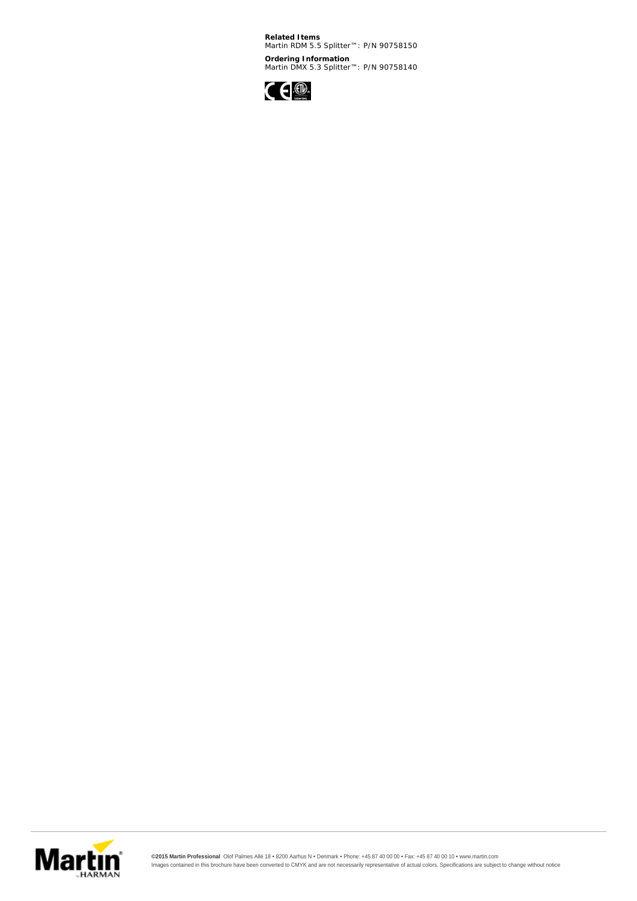**Related Items**
Martin RDM 5.5 Splitter™: P/N 90758150

**Ordering Information**
Martin DMX 5.3 Splitter™: P/N 90758140

**©2015 Martin Professional** Olof Palmes Allé 18 • 8200 Aarhus N • Denmark • Phone: +45 87 40 00 00 • Fax: +45 87 40 00 10 • www.martin.com
Images contained in this brochure have been converted to CMYK and are not necessarily representative of actual colors. Specifications are subject to change without notice